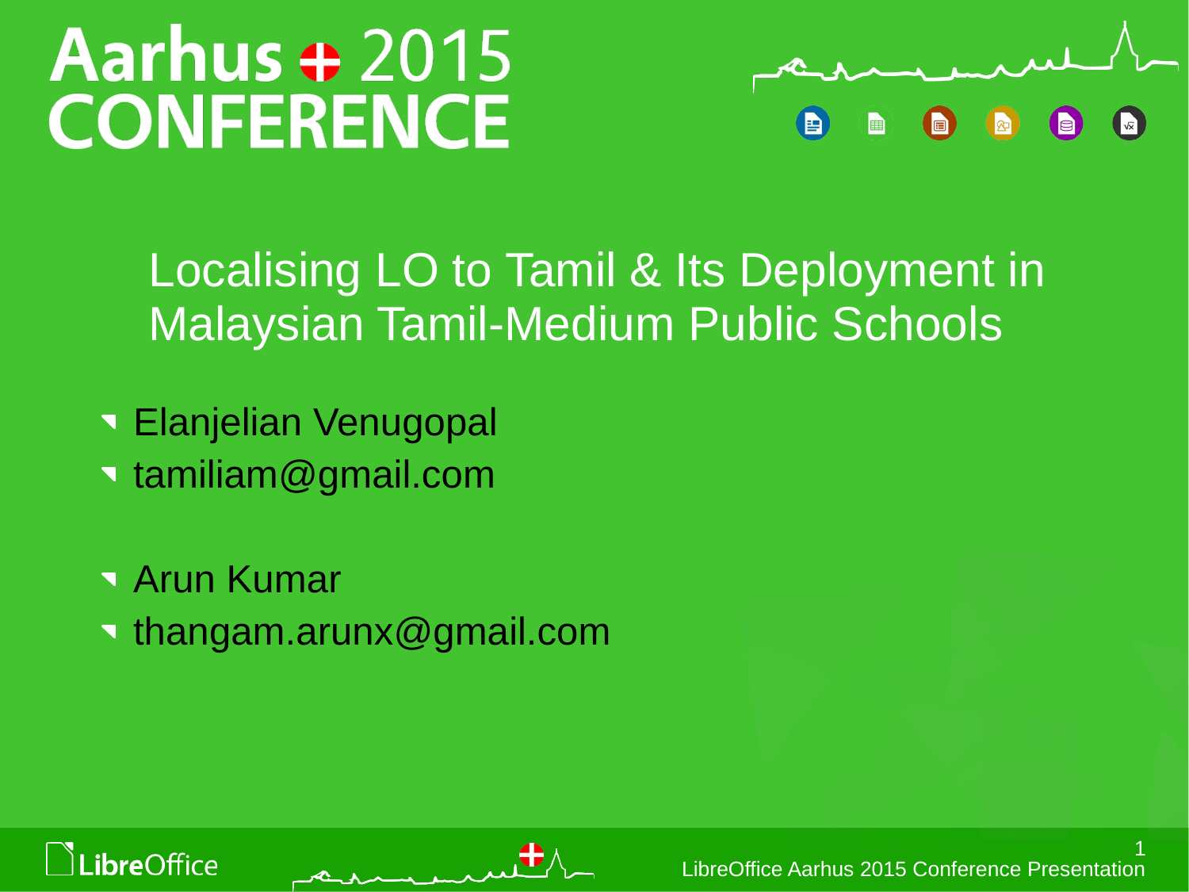# Aarhus 2015 CONFERENCE

## Localising LO to Tamil & Its Deployment in Malaysian Tamil-Medium Public Schools

- Elanjelian Venugopal
- tamiliam@gmail.com

- Arun Kumar
- thangam.arunx@gmail.com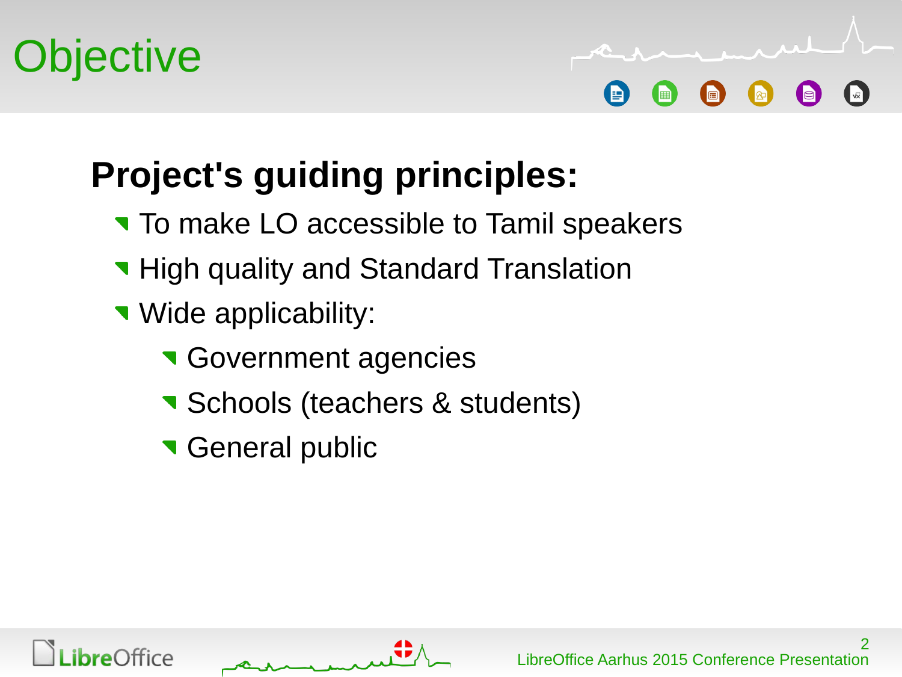# Objective

## Project's guiding principles:

- To make LO accessible to Tamil speakers
- High quality and Standard Translation
- Wide applicability:
  - Government agencies
  - Schools (teachers & students)
  - General public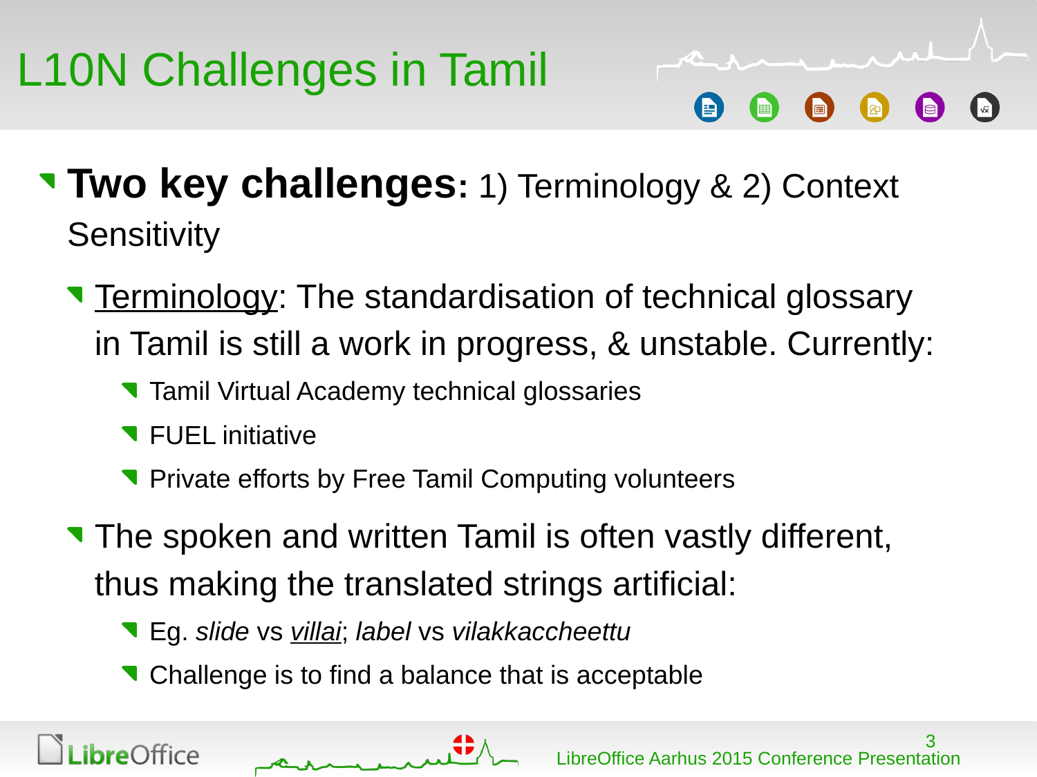# L10N Challenges in Tamil

- **Two key challenges:** 1) Terminology & 2) Context Sensitivity
  - <u>Terminology</u>: The standardisation of technical glossary in Tamil is still a work in progress, & unstable. Currently:
    - Tamil Virtual Academy technical glossaries
    - FUEL initiative
    - Private efforts by Free Tamil Computing volunteers
  - The spoken and written Tamil is often vastly different, thus making the translated strings artificial:
    - Eg. *slide* vs <u>*villai*</u>; *label* vs *vilakkaccheettu*
    - Challenge is to find a balance that is acceptable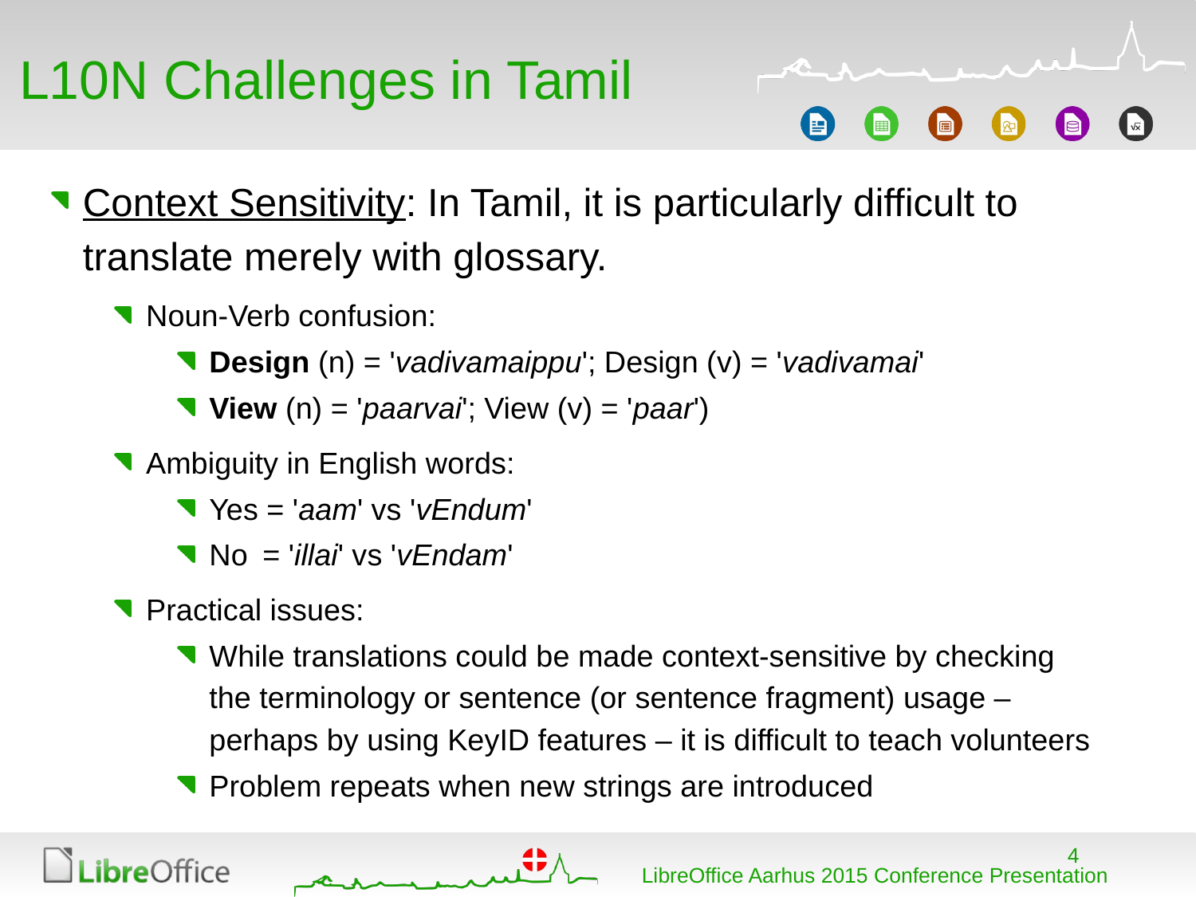# L10N Challenges in Tamil

- Context Sensitivity: In Tamil, it is particularly difficult to translate merely with glossary.
  - Noun-Verb confusion:
    - **Design** (n) = '*vadivamaippu*'; Design (v) = '*vadivamai*'
    - **View** (n) = '*paarvai*'; View (v) = '*paar*')
  - Ambiguity in English words:
    - Yes = '*aam*' vs '*vEndum*'
    - No = '*illai*' vs '*vEndam*'
  - Practical issues:
    - While translations could be made context-sensitive by checking the terminology or sentence (or sentence fragment) usage – perhaps by using KeyID features – it is difficult to teach volunteers
    - Problem repeats when new strings are introduced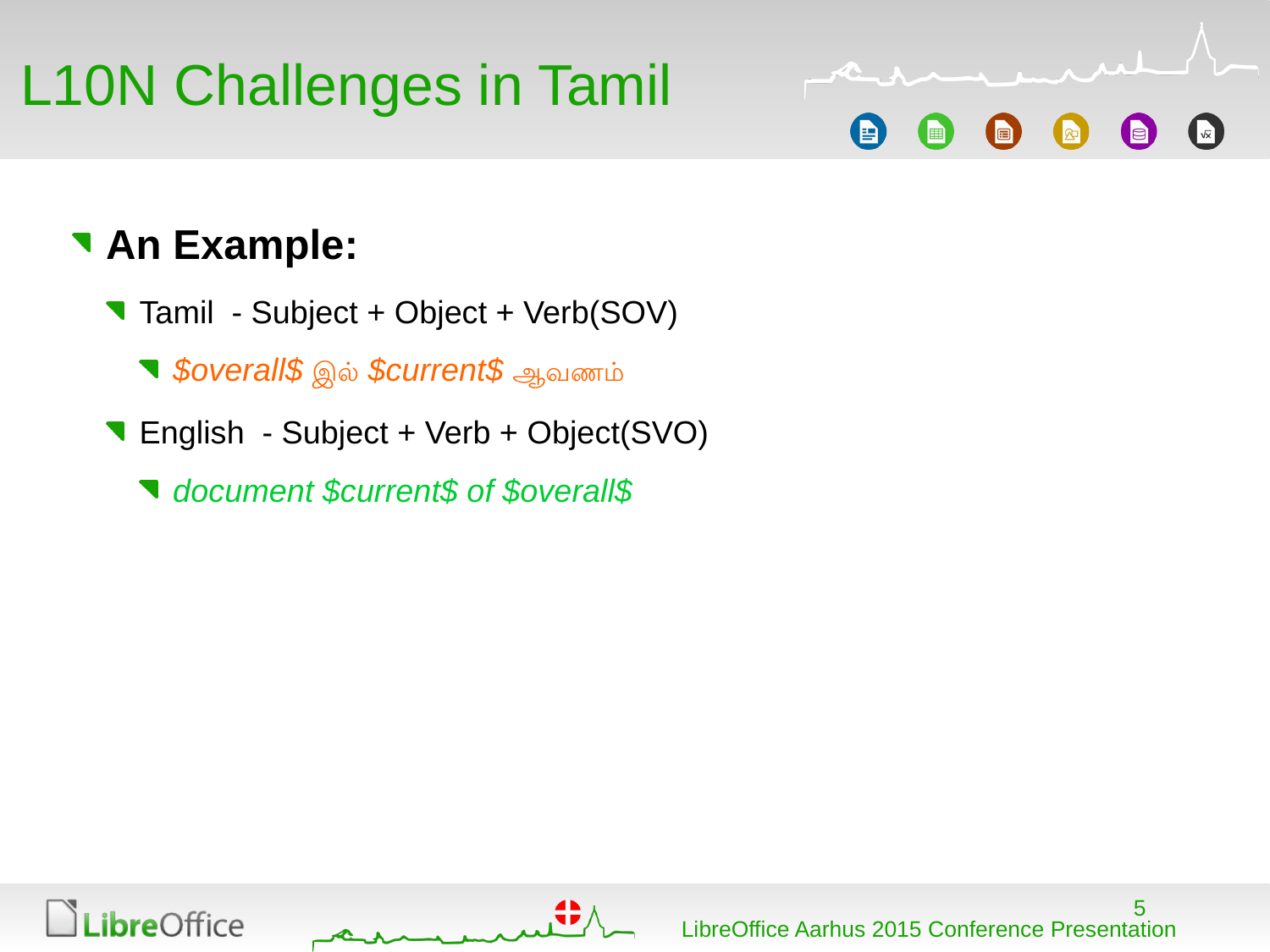# L10N Challenges in Tamil

- **An Example:**
  - Tamil - Subject + Object + Verb(SOV)
    - *$overall$* இல் *$current$* ஆவணம்
  - English - Subject + Verb + Object(SVO)
    - *document $current$ of $overall$*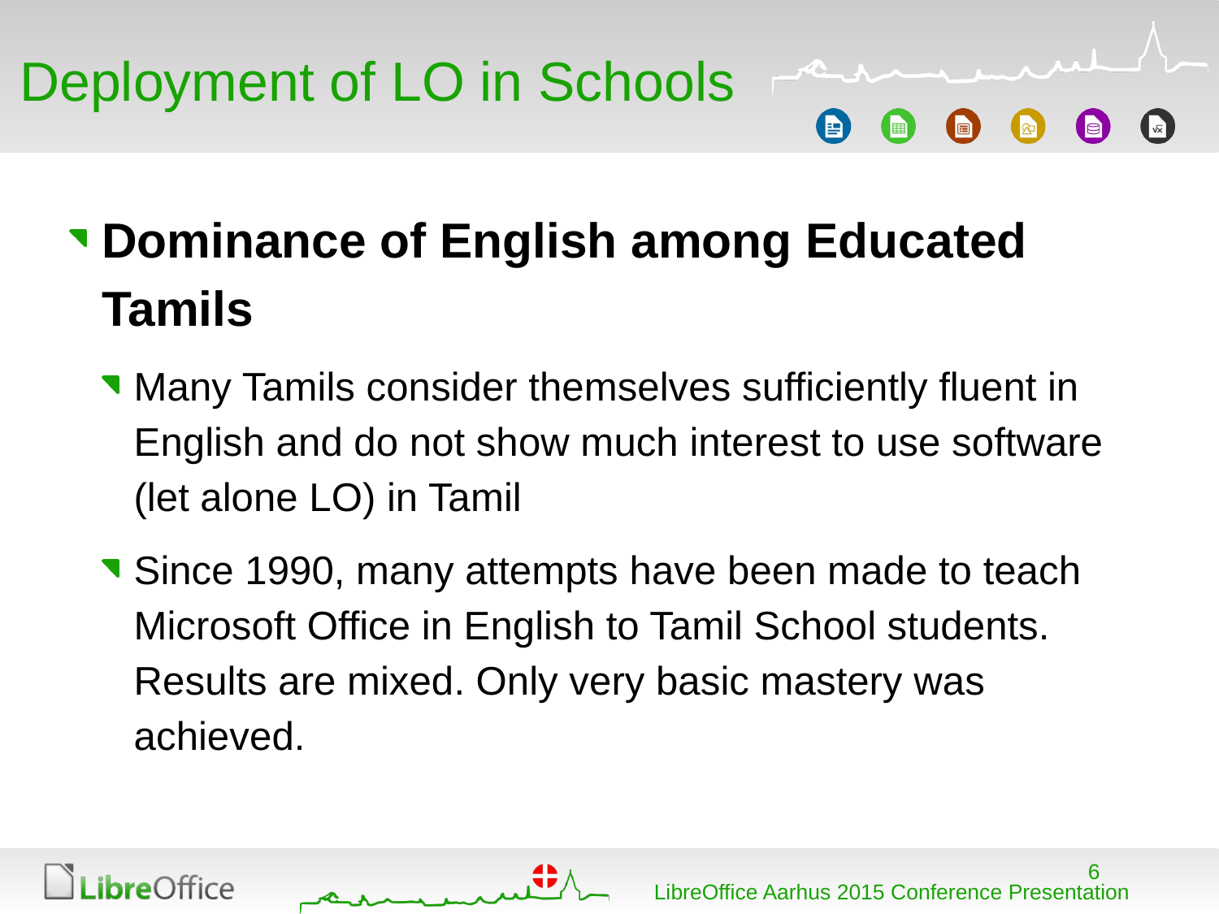# Deployment of LO in Schools

- **Dominance of English among Educated Tamils**
  - Many Tamils consider themselves sufficiently fluent in English and do not show much interest to use software (let alone LO) in Tamil
  - Since 1990, many attempts have been made to teach Microsoft Office in English to Tamil School students. Results are mixed. Only very basic mastery was achieved.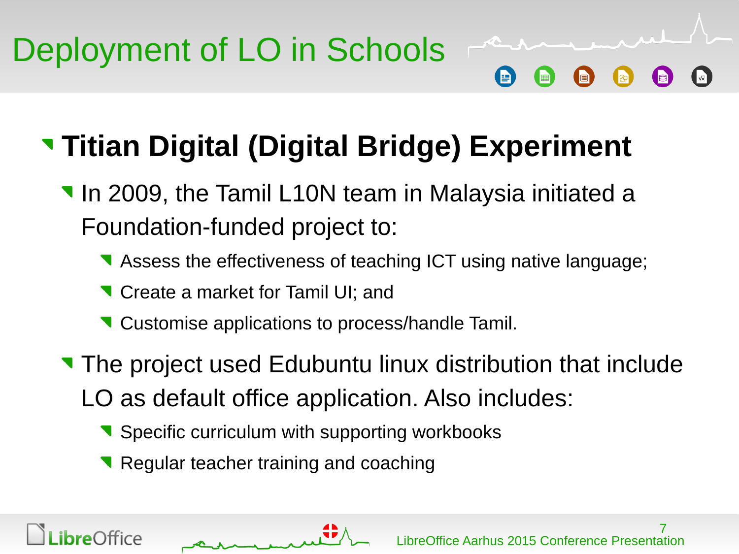# Deployment of LO in Schools

- **Titian Digital (Digital Bridge) Experiment**
  - In 2009, the Tamil L10N team in Malaysia initiated a Foundation-funded project to:
    - Assess the effectiveness of teaching ICT using native language;
    - Create a market for Tamil UI; and
    - Customise applications to process/handle Tamil.
  - The project used Edubuntu linux distribution that include LO as default office application. Also includes:
    - Specific curriculum with supporting workbooks
    - Regular teacher training and coaching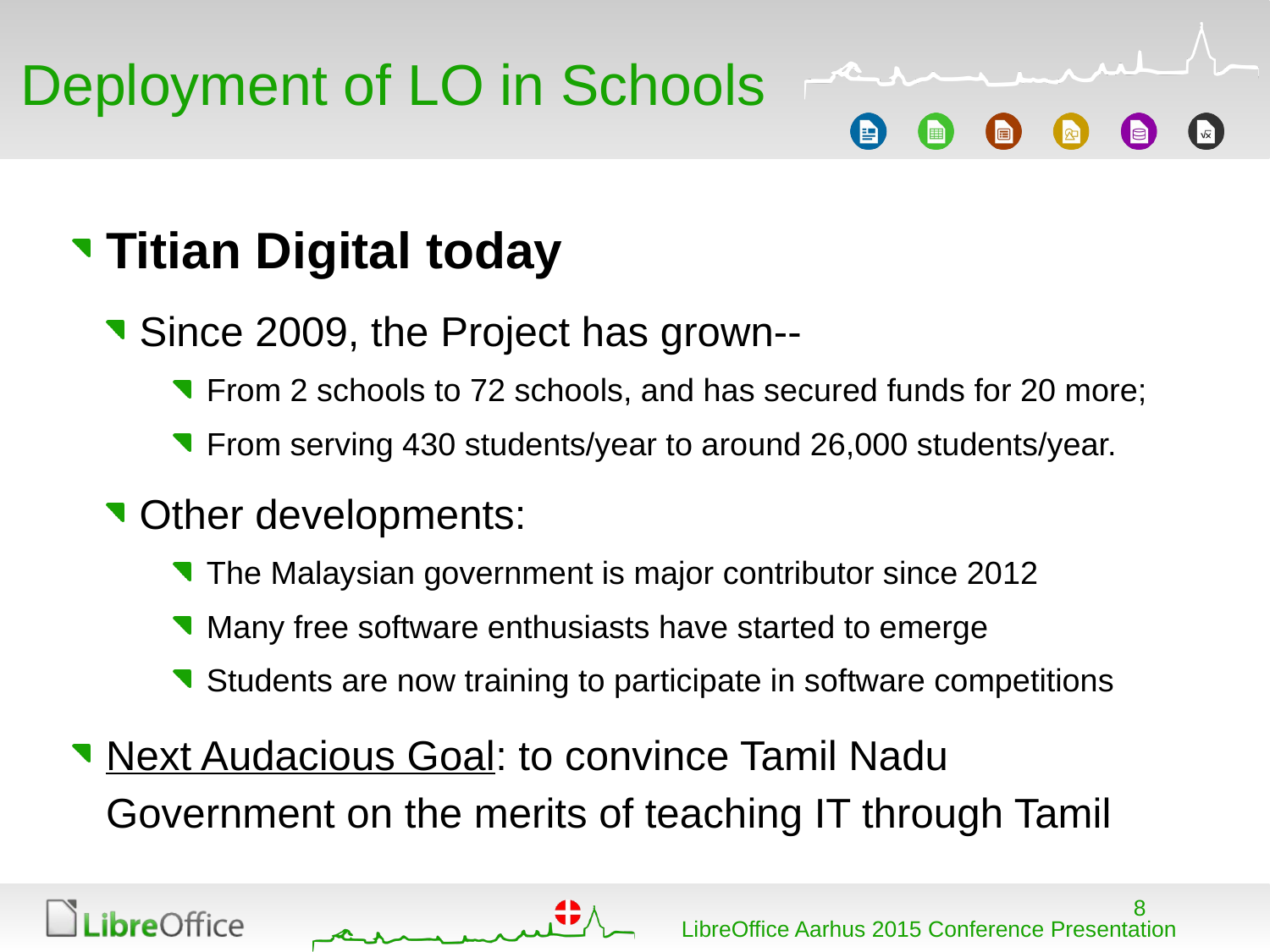# Deployment of LO in Schools

- **Titian Digital today**
  - Since 2009, the Project has grown--
    - From 2 schools to 72 schools, and has secured funds for 20 more;
    - From serving 430 students/year to around 26,000 students/year.
  - Other developments:
    - The Malaysian government is major contributor since 2012
    - Many free software enthusiasts have started to emerge
    - Students are now training to participate in software competitions
- <u>Next Audacious Goal</u>: to convince Tamil Nadu Government on the merits of teaching IT through Tamil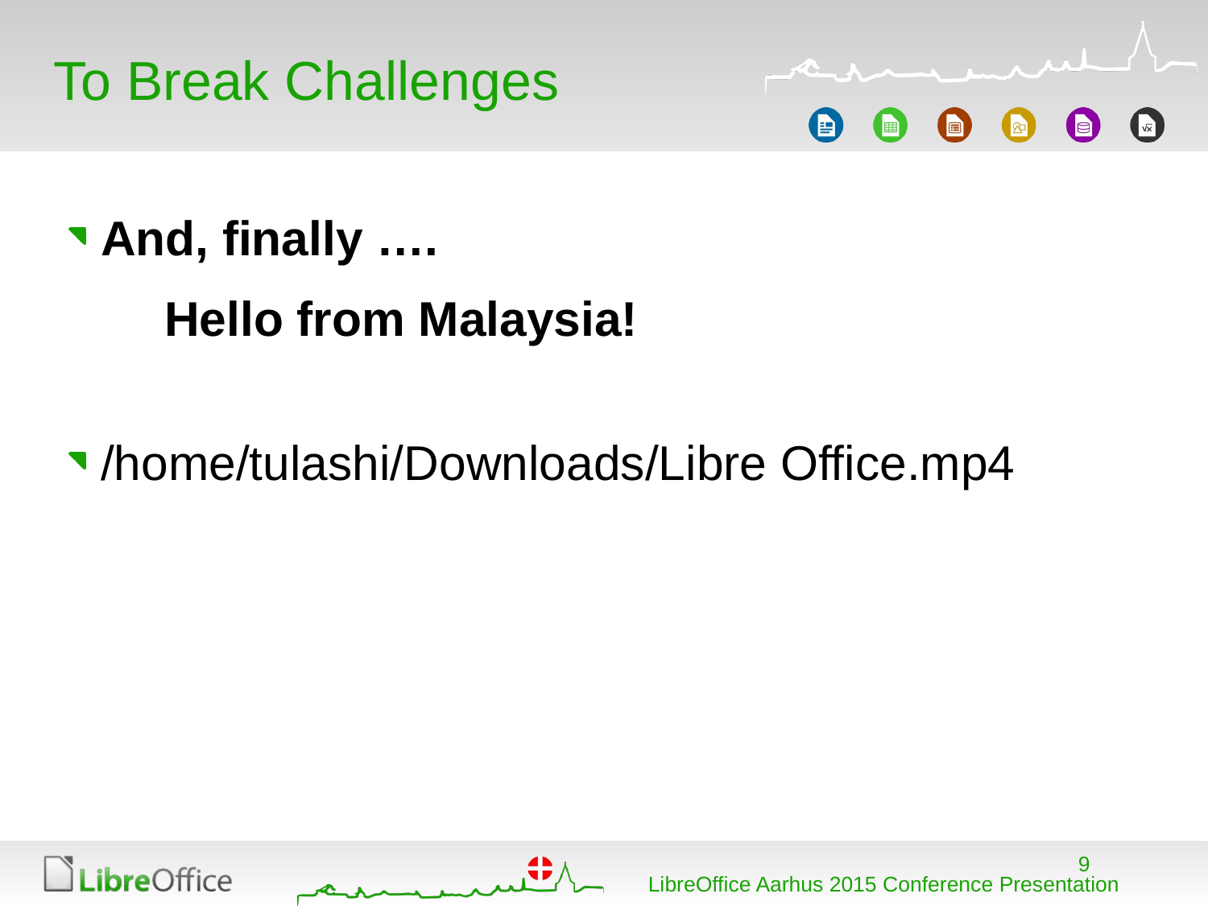# To Break Challenges

- **And, finally ….**

  **Hello from Malaysia!**

- /home/tulashi/Downloads/Libre Office.mp4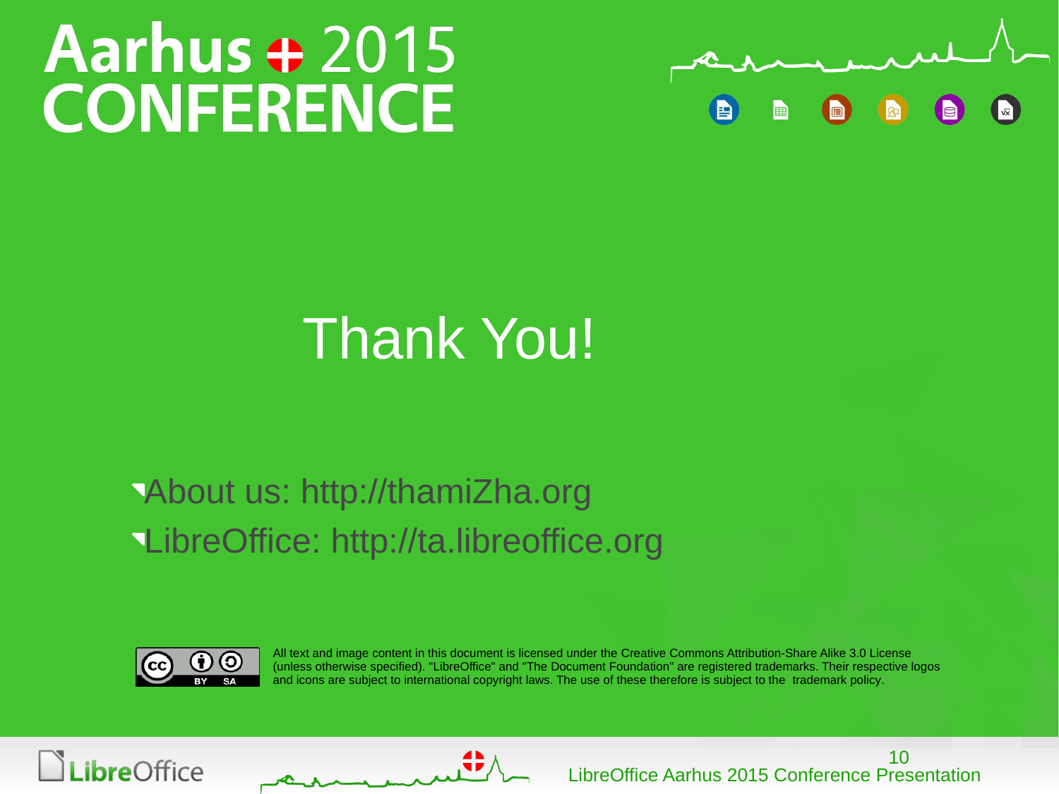# Thank You!

- About us: http://thamiZha.org
- LibreOffice: http://ta.libreoffice.org

All text and image content in this document is licensed under the Creative Commons Attribution-Share Alike 3.0 License (unless otherwise specified). "LibreOffice" and "The Document Foundation" are registered trademarks. Their respective logos and icons are subject to international copyright laws. The use of these therefore is subject to the trademark policy.